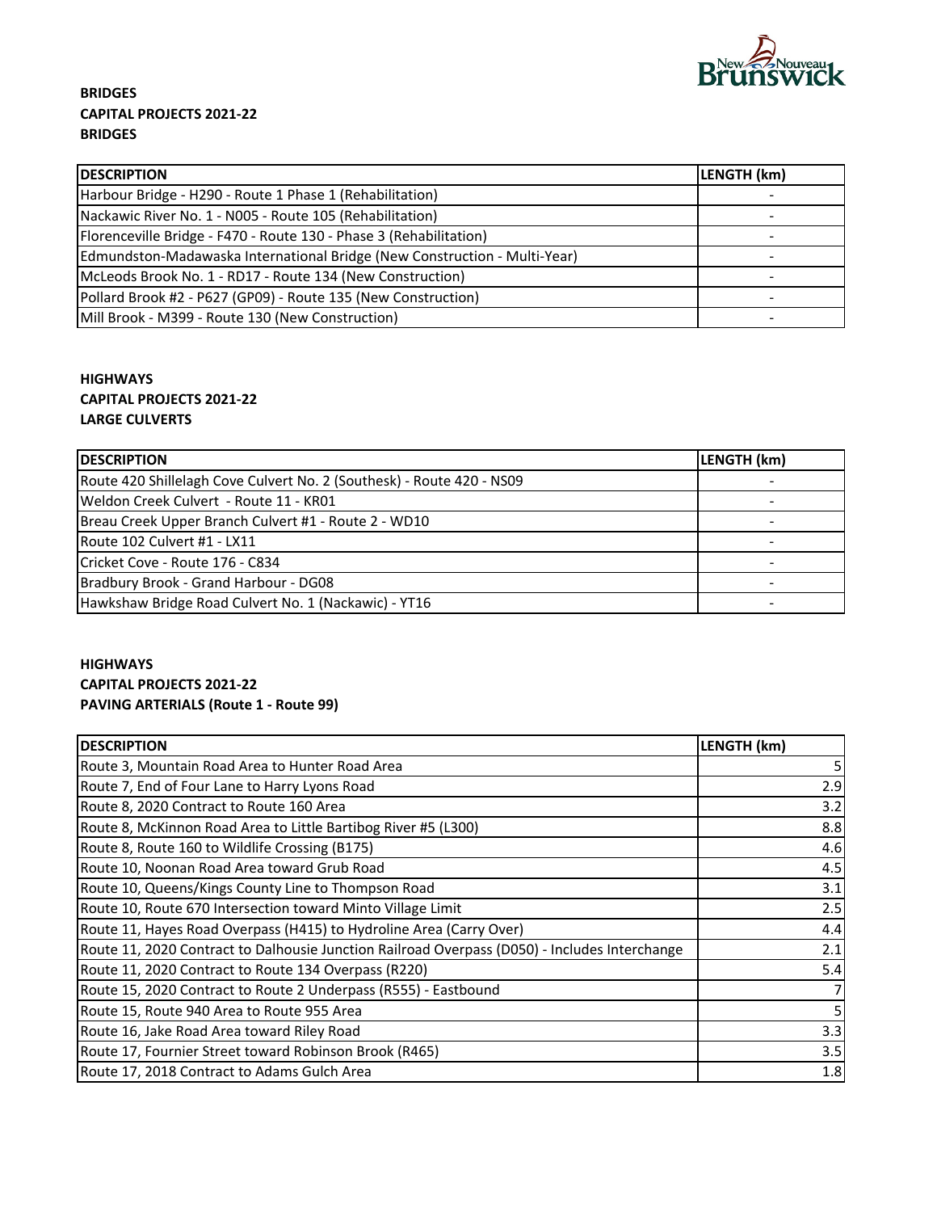**BRIDGES**
**CAPITAL PROJECTS 2021-22**
**BRIDGES**

| DESCRIPTION | LENGTH (km) |
| --- | --- |
| Harbour Bridge - H290 - Route 1 Phase 1 (Rehabilitation) | - |
| Nackawic River No. 1 - N005 - Route 105 (Rehabilitation) | - |
| Florenceville Bridge - F470 - Route 130 - Phase 3 (Rehabilitation) | - |
| Edmundston-Madawaska International Bridge (New Construction - Multi-Year) | - |
| McLeods Brook No. 1 - RD17 - Route 134 (New Construction) | - |
| Pollard Brook #2 - P627 (GP09) - Route 135 (New Construction) | - |
| Mill Brook - M399 - Route 130 (New Construction) | - |

**HIGHWAYS**
**CAPITAL PROJECTS 2021-22**
**LARGE CULVERTS**

| DESCRIPTION | LENGTH (km) |
| --- | --- |
| Route 420 Shillelagh Cove Culvert No. 2 (Southesk) - Route 420 - NS09 | - |
| Weldon Creek Culvert - Route 11 - KR01 | - |
| Breau Creek Upper Branch Culvert #1 - Route 2 - WD10 | - |
| Route 102 Culvert #1 - LX11 | - |
| Cricket Cove - Route 176 - C834 | - |
| Bradbury Brook - Grand Harbour - DG08 | - |
| Hawkshaw Bridge Road Culvert No. 1 (Nackawic) - YT16 | - |

**HIGHWAYS**
**CAPITAL PROJECTS 2021-22**
**PAVING ARTERIALS (Route 1 - Route 99)**

| DESCRIPTION | LENGTH (km) |
| --- | --- |
| Route 3, Mountain Road Area to Hunter Road Area | 5 |
| Route 7, End of Four Lane to Harry Lyons Road | 2.9 |
| Route 8, 2020 Contract to Route 160 Area | 3.2 |
| Route 8, McKinnon Road Area to Little Bartibog River #5 (L300) | 8.8 |
| Route 8, Route 160 to Wildlife Crossing (B175) | 4.6 |
| Route 10, Noonan Road Area toward Grub Road | 4.5 |
| Route 10, Queens/Kings County Line to Thompson Road | 3.1 |
| Route 10, Route 670 Intersection toward Minto Village Limit | 2.5 |
| Route 11, Hayes Road Overpass (H415) to Hydroline Area (Carry Over) | 4.4 |
| Route 11, 2020 Contract to Dalhousie Junction Railroad Overpass (D050) - Includes Interchange | 2.1 |
| Route 11, 2020 Contract to Route 134 Overpass (R220) | 5.4 |
| Route 15, 2020 Contract to Route 2 Underpass (R555) - Eastbound | 7 |
| Route 15, Route 940 Area to Route 955 Area | 5 |
| Route 16, Jake Road Area toward Riley Road | 3.3 |
| Route 17, Fournier Street toward Robinson Brook (R465) | 3.5 |
| Route 17, 2018 Contract to Adams Gulch Area | 1.8 |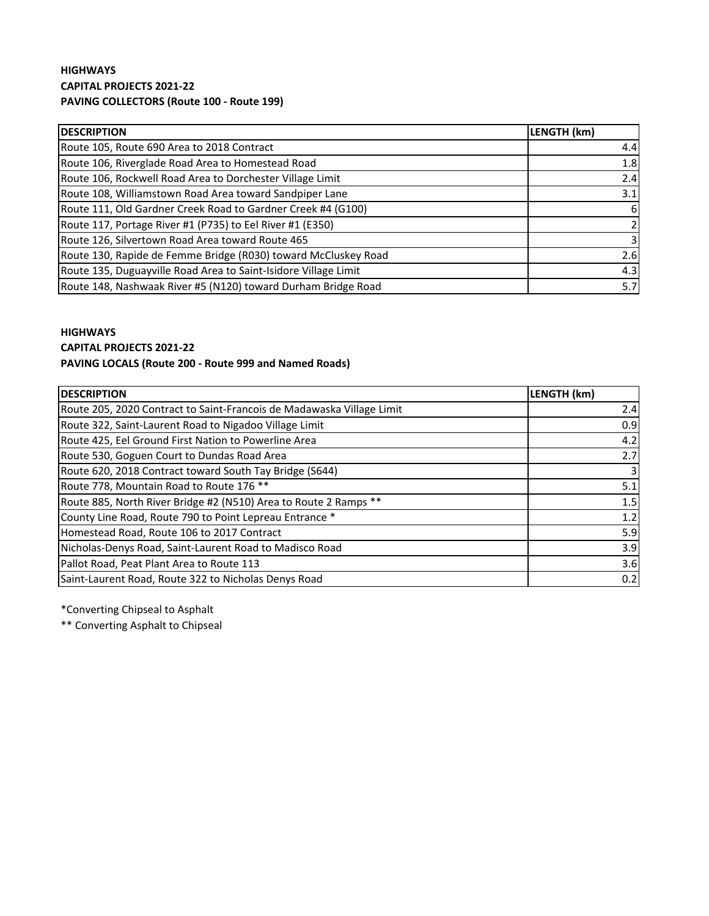**HIGHWAYS**
**CAPITAL PROJECTS 2021-22**
**PAVING COLLECTORS (Route 100 - Route 199)**

| DESCRIPTION | LENGTH (km) |
|---|---|
| Route 105, Route 690 Area to 2018 Contract | 4.4 |
| Route 106, Riverglade Road Area to Homestead Road | 1.8 |
| Route 106, Rockwell Road Area to Dorchester Village Limit | 2.4 |
| Route 108, Williamstown Road Area toward Sandpiper Lane | 3.1 |
| Route 111, Old Gardner Creek Road to Gardner Creek #4 (G100) | 6 |
| Route 117, Portage River #1 (P735) to Eel River #1 (E350) | 2 |
| Route 126, Silvertown Road Area toward Route 465 | 3 |
| Route 130, Rapide de Femme Bridge (R030) toward McCluskey Road | 2.6 |
| Route 135, Duguayville Road Area to Saint-Isidore Village Limit | 4.3 |
| Route 148, Nashwaak River #5 (N120) toward Durham Bridge Road | 5.7 |

**HIGHWAYS**
**CAPITAL PROJECTS 2021-22**
**PAVING LOCALS (Route 200 - Route 999 and Named Roads)**

| DESCRIPTION | LENGTH (km) |
|---|---|
| Route 205, 2020 Contract to Saint-Francois de Madawaska Village Limit | 2.4 |
| Route 322, Saint-Laurent Road to Nigadoo Village Limit | 0.9 |
| Route 425, Eel Ground First Nation to Powerline Area | 4.2 |
| Route 530, Goguen Court to Dundas Road Area | 2.7 |
| Route 620, 2018 Contract toward South Tay Bridge (S644) | 3 |
| Route 778, Mountain Road to Route 176 ** | 5.1 |
| Route 885, North River Bridge #2 (N510) Area to Route 2 Ramps ** | 1.5 |
| County Line Road, Route 790 to Point Lepreau Entrance * | 1.2 |
| Homestead Road, Route 106 to 2017 Contract | 5.9 |
| Nicholas-Denys Road, Saint-Laurent Road to Madisco Road | 3.9 |
| Pallot Road, Peat Plant Area to Route 113 | 3.6 |
| Saint-Laurent Road, Route 322 to Nicholas Denys Road | 0.2 |

*Converting Chipseal to Asphalt

** Converting Asphalt to Chipseal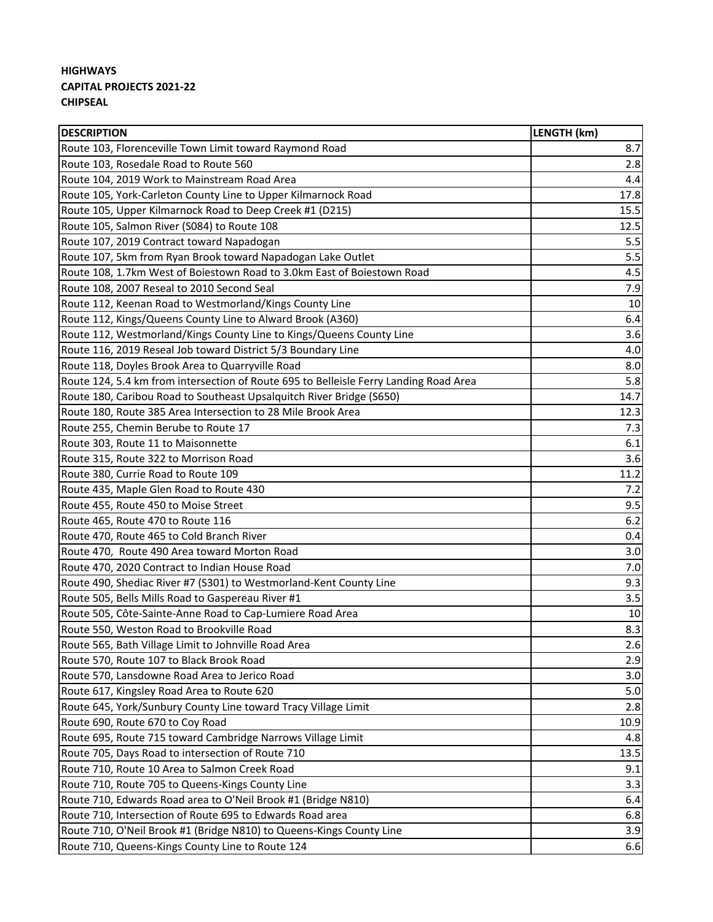**HIGHWAYS**
**CAPITAL PROJECTS 2021-22**
**CHIPSEAL**

| DESCRIPTION | LENGTH (km) |
|---|---|
| Route 103, Florenceville Town Limit toward Raymond Road | 8.7 |
| Route 103, Rosedale Road to Route 560 | 2.8 |
| Route 104, 2019 Work to Mainstream Road Area | 4.4 |
| Route 105, York-Carleton County Line to Upper Kilmarnock Road | 17.8 |
| Route 105, Upper Kilmarnock Road to Deep Creek #1 (D215) | 15.5 |
| Route 105, Salmon River (S084) to Route 108 | 12.5 |
| Route 107, 2019 Contract toward Napadogan | 5.5 |
| Route 107, 5km from Ryan Brook toward Napadogan Lake Outlet | 5.5 |
| Route 108, 1.7km West of Boiestown Road to 3.0km East of Boiestown Road | 4.5 |
| Route 108, 2007 Reseal to 2010 Second Seal | 7.9 |
| Route 112, Keenan Road to Westmorland/Kings County Line | 10 |
| Route 112, Kings/Queens County Line to Alward Brook (A360) | 6.4 |
| Route 112, Westmorland/Kings County Line to Kings/Queens County Line | 3.6 |
| Route 116, 2019 Reseal Job toward District 5/3 Boundary Line | 4.0 |
| Route 118, Doyles Brook Area to Quarryville Road | 8.0 |
| Route 124, 5.4 km from intersection of Route 695 to Belleisle Ferry Landing Road Area | 5.8 |
| Route 180, Caribou Road to Southeast Upsalquitch River Bridge (S650) | 14.7 |
| Route 180, Route 385 Area Intersection to 28 Mile Brook Area | 12.3 |
| Route 255, Chemin Berube to Route 17 | 7.3 |
| Route 303, Route 11 to Maisonnette | 6.1 |
| Route 315, Route 322 to Morrison Road | 3.6 |
| Route 380, Currie Road to Route 109 | 11.2 |
| Route 435, Maple Glen Road to Route 430 | 7.2 |
| Route 455, Route 450 to Moise Street | 9.5 |
| Route 465, Route 470 to Route 116 | 6.2 |
| Route 470, Route 465 to Cold Branch River | 0.4 |
| Route 470, Route 490 Area toward Morton Road | 3.0 |
| Route 470, 2020 Contract to Indian House Road | 7.0 |
| Route 490, Shediac River #7 (S301) to Westmorland-Kent County Line | 9.3 |
| Route 505, Bells Mills Road to Gaspereau River #1 | 3.5 |
| Route 505, Côte-Sainte-Anne Road to Cap-Lumiere Road Area | 10 |
| Route 550, Weston Road to Brookville Road | 8.3 |
| Route 565, Bath Village Limit to Johnville Road Area | 2.6 |
| Route 570, Route 107 to Black Brook Road | 2.9 |
| Route 570, Lansdowne Road Area to Jerico Road | 3.0 |
| Route 617, Kingsley Road Area to Route 620 | 5.0 |
| Route 645, York/Sunbury County Line toward Tracy Village Limit | 2.8 |
| Route 690, Route 670 to Coy Road | 10.9 |
| Route 695, Route 715 toward Cambridge Narrows Village Limit | 4.8 |
| Route 705, Days Road to intersection of Route 710 | 13.5 |
| Route 710, Route 10 Area to Salmon Creek Road | 9.1 |
| Route 710, Route 705 to Queens-Kings County Line | 3.3 |
| Route 710, Edwards Road area to O'Neil Brook #1 (Bridge N810) | 6.4 |
| Route 710, Intersection of Route 695 to Edwards Road area | 6.8 |
| Route 710, O'Neil Brook #1 (Bridge N810) to Queens-Kings County Line | 3.9 |
| Route 710, Queens-Kings County Line to Route 124 | 6.6 |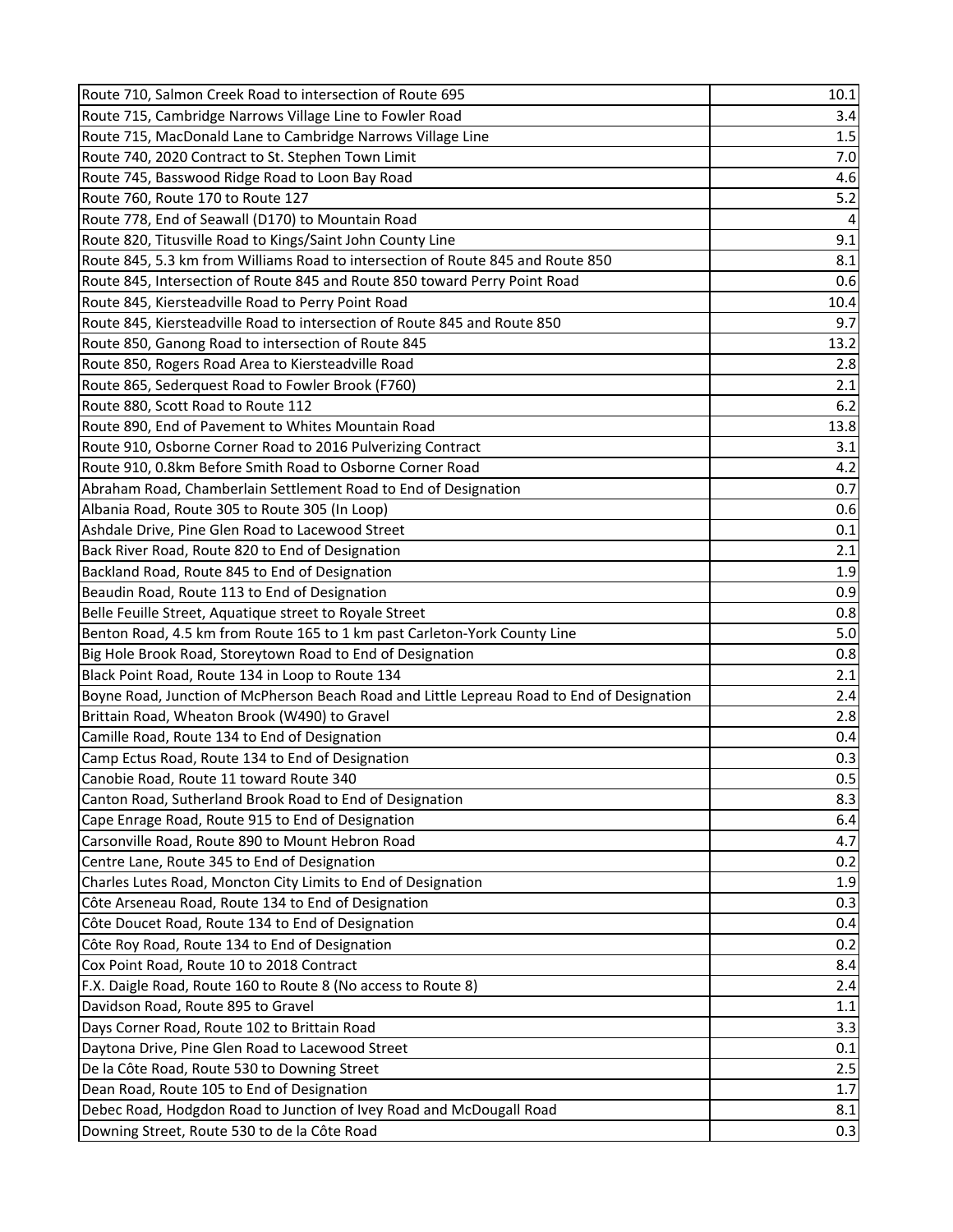| | |
|---|---|
| Route 710, Salmon Creek Road to intersection of Route 695 | 10.1 |
| Route 715, Cambridge Narrows Village Line to Fowler Road | 3.4 |
| Route 715, MacDonald Lane to Cambridge Narrows Village Line | 1.5 |
| Route 740, 2020 Contract to St. Stephen Town Limit | 7.0 |
| Route 745, Basswood Ridge Road to Loon Bay Road | 4.6 |
| Route 760, Route 170 to Route 127 | 5.2 |
| Route 778, End of Seawall (D170) to Mountain Road | 4 |
| Route 820, Titusville Road to Kings/Saint John County Line | 9.1 |
| Route 845, 5.3 km from Williams Road to intersection of Route 845 and Route 850 | 8.1 |
| Route 845, Intersection of Route 845 and Route 850 toward Perry Point Road | 0.6 |
| Route 845, Kiersteadville Road to Perry Point Road | 10.4 |
| Route 845, Kiersteadville Road to intersection of Route 845 and Route 850 | 9.7 |
| Route 850, Ganong Road to intersection of Route 845 | 13.2 |
| Route 850, Rogers Road Area to Kiersteadville Road | 2.8 |
| Route 865, Sederquest Road to Fowler Brook (F760) | 2.1 |
| Route 880, Scott Road to Route 112 | 6.2 |
| Route 890, End of Pavement to Whites Mountain Road | 13.8 |
| Route 910, Osborne Corner Road to 2016 Pulverizing Contract | 3.1 |
| Route 910, 0.8km Before Smith Road to Osborne Corner Road | 4.2 |
| Abraham Road, Chamberlain Settlement Road to End of Designation | 0.7 |
| Albania Road, Route 305 to Route 305 (In Loop) | 0.6 |
| Ashdale Drive, Pine Glen Road to Lacewood Street | 0.1 |
| Back River Road, Route 820 to End of Designation | 2.1 |
| Backland Road, Route 845 to End of Designation | 1.9 |
| Beaudin Road, Route 113 to End of Designation | 0.9 |
| Belle Feuille Street, Aquatique street to Royale Street | 0.8 |
| Benton Road, 4.5 km from Route 165 to 1 km past Carleton-York County Line | 5.0 |
| Big Hole Brook Road, Storeytown Road to End of Designation | 0.8 |
| Black Point Road, Route 134 in Loop to Route 134 | 2.1 |
| Boyne Road, Junction of McPherson Beach Road and Little Lepreau Road to End of Designation | 2.4 |
| Brittain Road, Wheaton Brook (W490) to Gravel | 2.8 |
| Camille Road, Route 134 to End of Designation | 0.4 |
| Camp Ectus Road, Route 134 to End of Designation | 0.3 |
| Canobie Road, Route 11 toward Route 340 | 0.5 |
| Canton Road, Sutherland Brook Road to End of Designation | 8.3 |
| Cape Enrage Road, Route 915 to End of Designation | 6.4 |
| Carsonville Road, Route 890 to Mount Hebron Road | 4.7 |
| Centre Lane, Route 345 to End of Designation | 0.2 |
| Charles Lutes Road, Moncton City Limits to End of Designation | 1.9 |
| Côte Arseneau Road, Route 134 to End of Designation | 0.3 |
| Côte Doucet Road, Route 134 to End of Designation | 0.4 |
| Côte Roy Road, Route 134 to End of Designation | 0.2 |
| Cox Point Road, Route 10 to 2018 Contract | 8.4 |
| F.X. Daigle Road, Route 160 to Route 8 (No access to Route 8) | 2.4 |
| Davidson Road, Route 895 to Gravel | 1.1 |
| Days Corner Road, Route 102 to Brittain Road | 3.3 |
| Daytona Drive, Pine Glen Road to Lacewood Street | 0.1 |
| De la Côte Road, Route 530 to Downing Street | 2.5 |
| Dean Road, Route 105 to End of Designation | 1.7 |
| Debec Road, Hodgdon Road to Junction of Ivey Road and McDougall Road | 8.1 |
| Downing Street, Route 530 to de la Côte Road | 0.3 |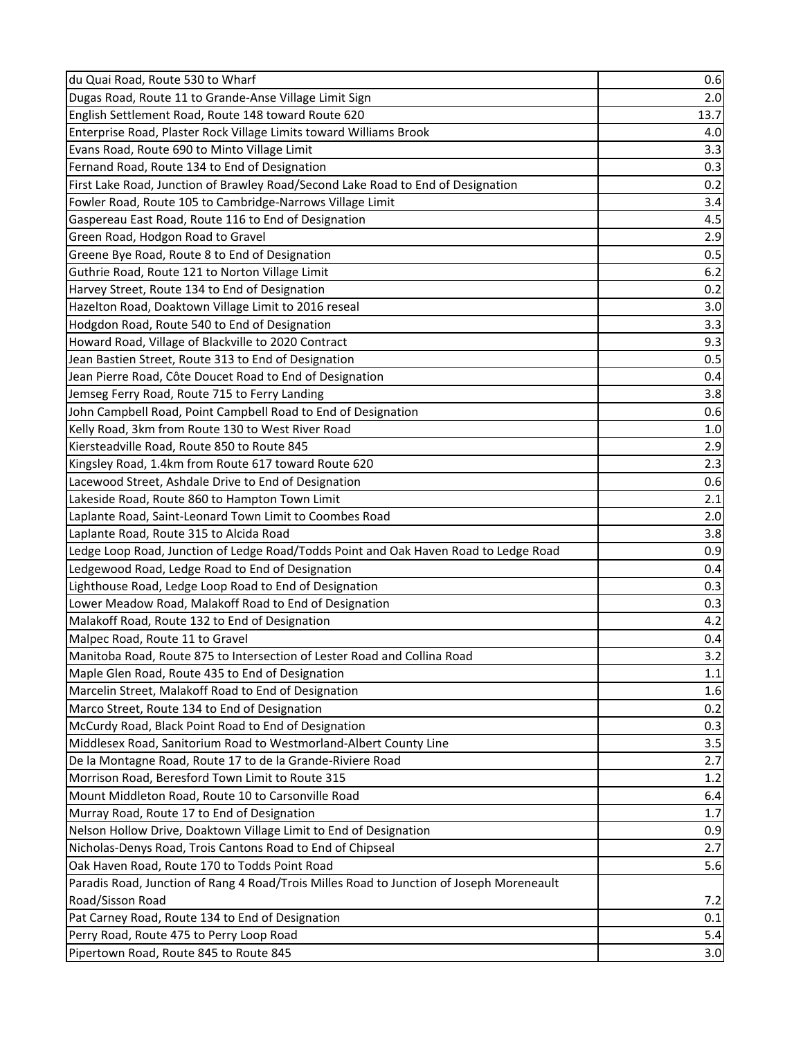| | |
|---|---|
| du Quai Road, Route 530 to Wharf | 0.6 |
| Dugas Road, Route 11 to Grande-Anse Village Limit Sign | 2.0 |
| English Settlement Road, Route 148 toward Route 620 | 13.7 |
| Enterprise Road, Plaster Rock Village Limits toward Williams Brook | 4.0 |
| Evans Road, Route 690 to Minto Village Limit | 3.3 |
| Fernand Road, Route 134 to End of Designation | 0.3 |
| First Lake Road, Junction of Brawley Road/Second Lake Road to End of Designation | 0.2 |
| Fowler Road, Route 105 to Cambridge-Narrows Village Limit | 3.4 |
| Gaspereau East Road, Route 116 to End of Designation | 4.5 |
| Green Road, Hodgon Road to Gravel | 2.9 |
| Greene Bye Road, Route 8 to End of Designation | 0.5 |
| Guthrie Road, Route 121 to Norton Village Limit | 6.2 |
| Harvey Street, Route 134 to End of Designation | 0.2 |
| Hazelton Road, Doaktown Village Limit to 2016 reseal | 3.0 |
| Hodgdon Road, Route 540 to End of Designation | 3.3 |
| Howard Road, Village of Blackville to 2020 Contract | 9.3 |
| Jean Bastien Street, Route 313 to End of Designation | 0.5 |
| Jean Pierre Road, Côte Doucet Road to End of Designation | 0.4 |
| Jemseg Ferry Road, Route 715 to Ferry Landing | 3.8 |
| John Campbell Road, Point Campbell Road to End of Designation | 0.6 |
| Kelly Road, 3km from Route 130 to West River Road | 1.0 |
| Kiersteadville Road, Route 850 to Route 845 | 2.9 |
| Kingsley Road, 1.4km from Route 617 toward Route 620 | 2.3 |
| Lacewood Street, Ashdale Drive to End of Designation | 0.6 |
| Lakeside Road, Route 860 to Hampton Town Limit | 2.1 |
| Laplante Road, Saint-Leonard Town Limit to Coombes Road | 2.0 |
| Laplante Road, Route 315 to Alcida Road | 3.8 |
| Ledge Loop Road, Junction of Ledge Road/Todds Point and Oak Haven Road to Ledge Road | 0.9 |
| Ledgewood Road, Ledge Road to End of Designation | 0.4 |
| Lighthouse Road, Ledge Loop Road to End of Designation | 0.3 |
| Lower Meadow Road, Malakoff Road to End of Designation | 0.3 |
| Malakoff Road, Route 132 to End of Designation | 4.2 |
| Malpec Road, Route 11 to Gravel | 0.4 |
| Manitoba Road, Route 875 to Intersection of Lester Road and Collina Road | 3.2 |
| Maple Glen Road, Route 435 to End of Designation | 1.1 |
| Marcelin Street, Malakoff Road to End of Designation | 1.6 |
| Marco Street, Route 134 to End of Designation | 0.2 |
| McCurdy Road, Black Point Road to End of Designation | 0.3 |
| Middlesex Road, Sanitorium Road to Westmorland-Albert County Line | 3.5 |
| De la Montagne Road, Route 17 to de la Grande-Riviere Road | 2.7 |
| Morrison Road, Beresford Town Limit to Route 315 | 1.2 |
| Mount Middleton Road, Route 10 to Carsonville Road | 6.4 |
| Murray Road, Route 17 to End of Designation | 1.7 |
| Nelson Hollow Drive, Doaktown Village Limit to End of Designation | 0.9 |
| Nicholas-Denys Road, Trois Cantons Road to End of Chipseal | 2.7 |
| Oak Haven Road, Route 170 to Todds Point Road | 5.6 |
| Paradis Road, Junction of Rang 4 Road/Trois Milles Road to Junction of Joseph Moreneault Road/Sisson Road | 7.2 |
| Pat Carney Road, Route 134 to End of Designation | 0.1 |
| Perry Road, Route 475 to Perry Loop Road | 5.4 |
| Pipertown Road, Route 845 to Route 845 | 3.0 |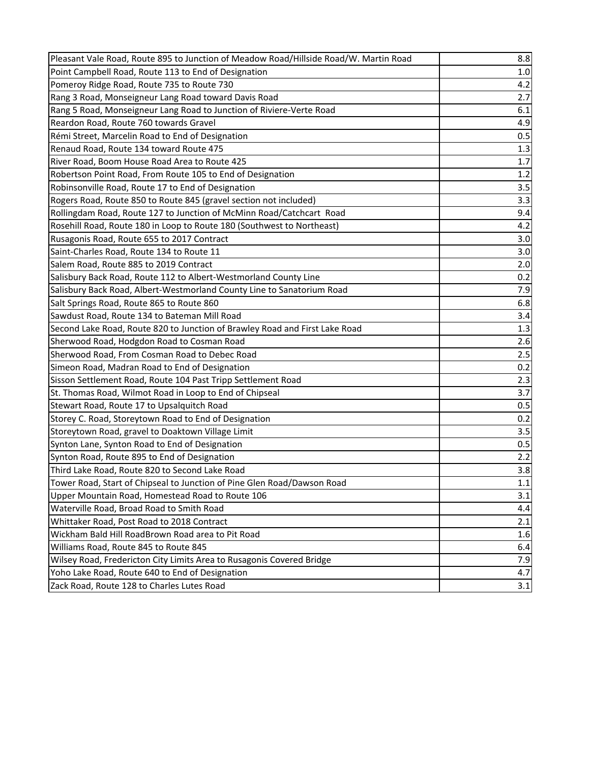| | |
|---|---|
| Pleasant Vale Road, Route 895 to Junction of Meadow Road/Hillside Road/W. Martin Road | 8.8 |
| Point Campbell Road, Route 113 to End of Designation | 1.0 |
| Pomeroy Ridge Road, Route 735 to Route 730 | 4.2 |
| Rang 3 Road, Monseigneur Lang Road toward Davis Road | 2.7 |
| Rang 5 Road, Monseigneur Lang Road to Junction of Riviere-Verte Road | 6.1 |
| Reardon Road, Route 760 towards Gravel | 4.9 |
| Rémi Street, Marcelin Road to End of Designation | 0.5 |
| Renaud Road, Route 134 toward Route 475 | 1.3 |
| River Road, Boom House Road Area to Route 425 | 1.7 |
| Robertson Point Road, From Route 105 to End of Designation | 1.2 |
| Robinsonville Road, Route 17 to End of Designation | 3.5 |
| Rogers Road, Route 850 to Route 845 (gravel section not included) | 3.3 |
| Rollingdam Road, Route 127 to Junction of McMinn Road/Catchcart Road | 9.4 |
| Rosehill Road, Route 180 in Loop to Route 180 (Southwest to Northeast) | 4.2 |
| Rusagonis Road, Route 655 to 2017 Contract | 3.0 |
| Saint-Charles Road, Route 134 to Route 11 | 3.0 |
| Salem Road, Route 885 to 2019 Contract | 2.0 |
| Salisbury Back Road, Route 112 to Albert-Westmorland County Line | 0.2 |
| Salisbury Back Road, Albert-Westmorland County Line to Sanatorium Road | 7.9 |
| Salt Springs Road, Route 865 to Route 860 | 6.8 |
| Sawdust Road, Route 134 to Bateman Mill Road | 3.4 |
| Second Lake Road, Route 820 to Junction of Brawley Road and First Lake Road | 1.3 |
| Sherwood Road, Hodgdon Road to Cosman Road | 2.6 |
| Sherwood Road, From Cosman Road to Debec Road | 2.5 |
| Simeon Road, Madran Road to End of Designation | 0.2 |
| Sisson Settlement Road, Route 104 Past Tripp Settlement Road | 2.3 |
| St. Thomas Road, Wilmot Road in Loop to End of Chipseal | 3.7 |
| Stewart Road, Route 17 to Upsalquitch Road | 0.5 |
| Storey C. Road, Storeytown Road to End of Designation | 0.2 |
| Storeytown Road, gravel to Doaktown Village Limit | 3.5 |
| Synton Lane, Synton Road to End of Designation | 0.5 |
| Synton Road, Route 895 to End of Designation | 2.2 |
| Third Lake Road, Route 820 to Second Lake Road | 3.8 |
| Tower Road, Start of Chipseal to Junction of Pine Glen Road/Dawson Road | 1.1 |
| Upper Mountain Road, Homestead Road to Route 106 | 3.1 |
| Waterville Road, Broad Road to Smith Road | 4.4 |
| Whittaker Road, Post Road to 2018 Contract | 2.1 |
| Wickham Bald Hill RoadBrown Road area to Pit Road | 1.6 |
| Williams Road, Route 845 to Route 845 | 6.4 |
| Wilsey Road, Fredericton City Limits Area to Rusagonis Covered Bridge | 7.9 |
| Yoho Lake Road, Route 640 to End of Designation | 4.7 |
| Zack Road, Route 128 to Charles Lutes Road | 3.1 |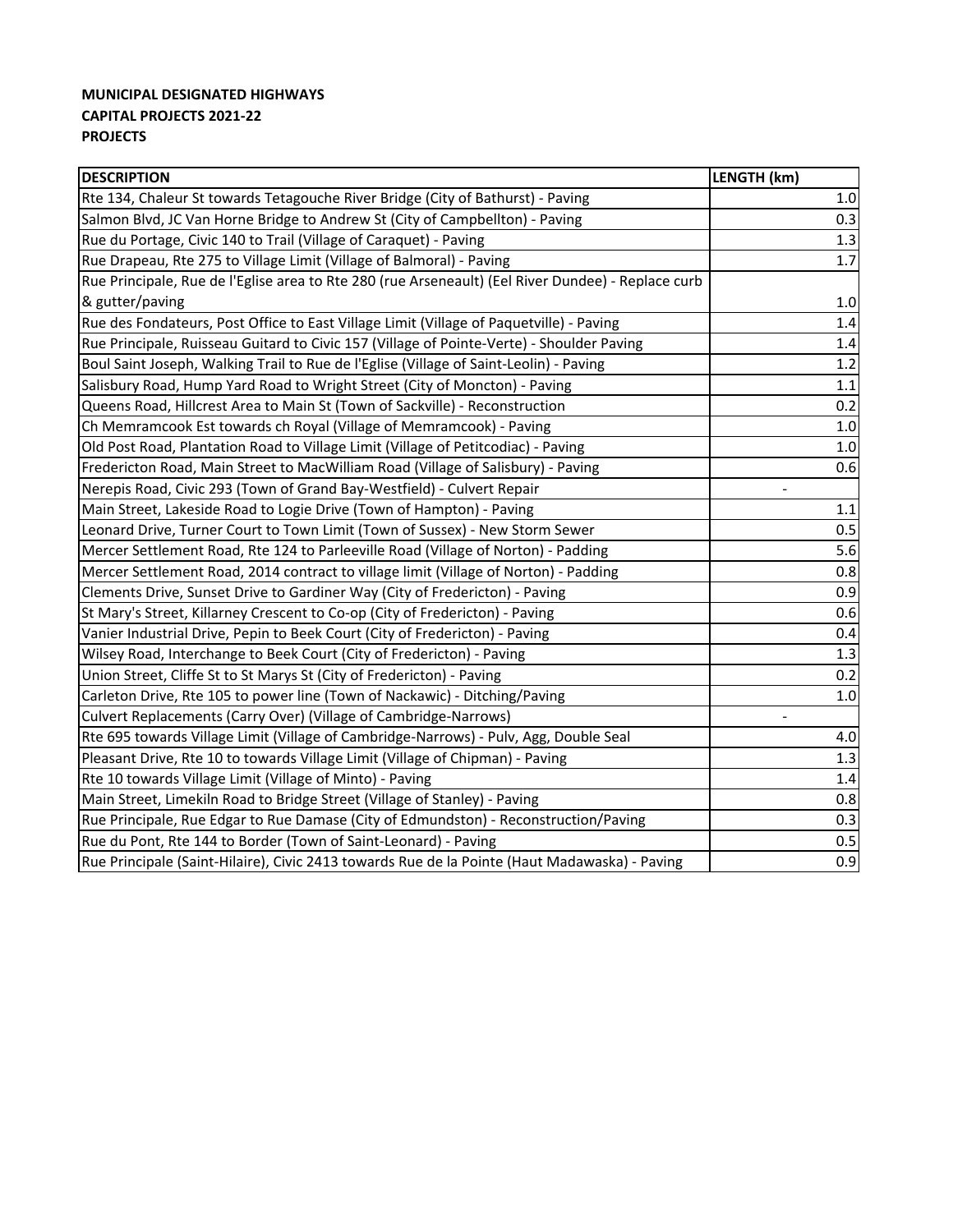**MUNICIPAL DESIGNATED HIGHWAYS**
**CAPITAL PROJECTS 2021-22**
**PROJECTS**

| DESCRIPTION | LENGTH (km) |
|---|---|
| Rte 134, Chaleur St towards Tetagouche River Bridge (City of Bathurst) - Paving | 1.0 |
| Salmon Blvd, JC Van Horne Bridge to Andrew St (City of Campbellton) - Paving | 0.3 |
| Rue du Portage, Civic 140 to Trail (Village of Caraquet) - Paving | 1.3 |
| Rue Drapeau, Rte 275 to Village Limit (Village of Balmoral) - Paving | 1.7 |
| Rue Principale, Rue de l'Eglise area to Rte 280 (rue Arseneault) (Eel River Dundee) - Replace curb & gutter/paving | 1.0 |
| Rue des Fondateurs, Post Office to East Village Limit (Village of Paquetville) - Paving | 1.4 |
| Rue Principale, Ruisseau Guitard to Civic 157 (Village of Pointe-Verte) - Shoulder Paving | 1.4 |
| Boul Saint Joseph, Walking Trail to Rue de l'Eglise (Village of Saint-Leolin) - Paving | 1.2 |
| Salisbury Road, Hump Yard Road to Wright Street (City of Moncton) - Paving | 1.1 |
| Queens Road, Hillcrest Area to Main St (Town of Sackville) - Reconstruction | 0.2 |
| Ch Memramcook Est towards ch Royal (Village of Memramcook) - Paving | 1.0 |
| Old Post Road, Plantation Road to Village Limit (Village of Petitcodiac) - Paving | 1.0 |
| Fredericton Road, Main Street to MacWilliam Road (Village of Salisbury) - Paving | 0.6 |
| Nerepis Road, Civic 293 (Town of Grand Bay-Westfield) - Culvert Repair | - |
| Main Street, Lakeside Road to Logie Drive (Town of Hampton) - Paving | 1.1 |
| Leonard Drive, Turner Court to Town Limit (Town of Sussex) - New Storm Sewer | 0.5 |
| Mercer Settlement Road, Rte 124 to Parleeville Road (Village of Norton) - Padding | 5.6 |
| Mercer Settlement Road, 2014 contract to village limit (Village of Norton) - Padding | 0.8 |
| Clements Drive, Sunset Drive to Gardiner Way (City of Fredericton) - Paving | 0.9 |
| St Mary's Street, Killarney Crescent to Co-op (City of Fredericton) - Paving | 0.6 |
| Vanier Industrial Drive, Pepin to Beek Court (City of Fredericton) - Paving | 0.4 |
| Wilsey Road, Interchange to Beek Court (City of Fredericton) - Paving | 1.3 |
| Union Street, Cliffe St to St Marys St (City of Fredericton) - Paving | 0.2 |
| Carleton Drive, Rte 105 to power line (Town of Nackawic) - Ditching/Paving | 1.0 |
| Culvert Replacements (Carry Over) (Village of Cambridge-Narrows) | - |
| Rte 695 towards Village Limit (Village of Cambridge-Narrows) - Pulv, Agg, Double Seal | 4.0 |
| Pleasant Drive, Rte 10 to towards Village Limit (Village of Chipman) - Paving | 1.3 |
| Rte 10 towards Village Limit (Village of Minto) - Paving | 1.4 |
| Main Street, Limekiln Road to Bridge Street (Village of Stanley) - Paving | 0.8 |
| Rue Principale, Rue Edgar to Rue Damase (City of Edmundston) - Reconstruction/Paving | 0.3 |
| Rue du Pont, Rte 144 to Border (Town of Saint-Leonard) - Paving | 0.5 |
| Rue Principale (Saint-Hilaire), Civic 2413 towards Rue de la Pointe (Haut Madawaska) - Paving | 0.9 |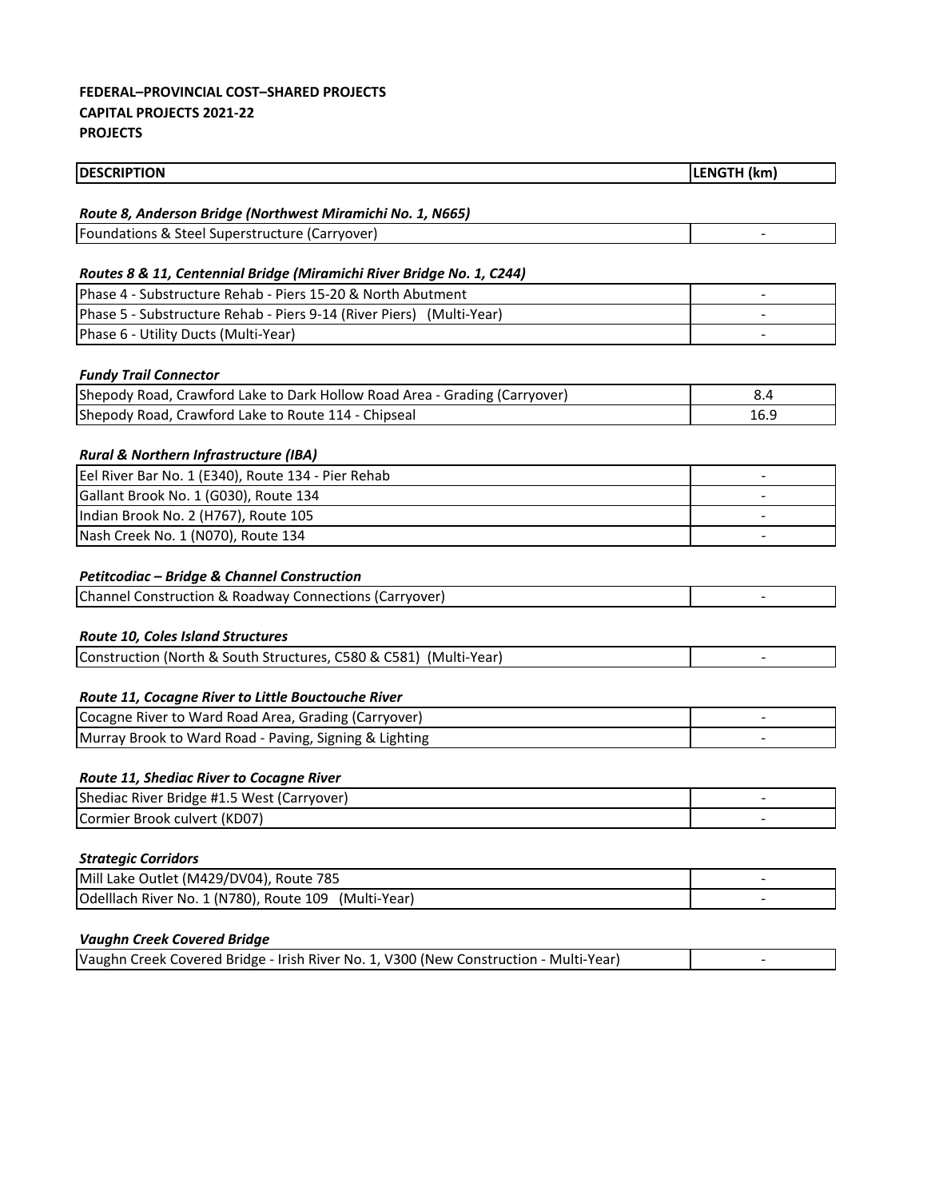**FEDERAL–PROVINCIAL COST–SHARED PROJECTS**
**CAPITAL PROJECTS 2021-22**
**PROJECTS**

| DESCRIPTION | LENGTH (km) |
|---|---|
| ***Route 8, Anderson Bridge (Northwest Miramichi No. 1, N665)*** | |
| Foundations & Steel Superstructure (Carryover) | - |
| ***Routes 8 & 11, Centennial Bridge (Miramichi River Bridge No. 1, C244)*** | |
| Phase 4 - Substructure Rehab - Piers 15-20 & North Abutment | - |
| Phase 5 - Substructure Rehab - Piers 9-14 (River Piers) (Multi-Year) | - |
| Phase 6 - Utility Ducts (Multi-Year) | - |
| ***Fundy Trail Connector*** | |
| Shepody Road, Crawford Lake to Dark Hollow Road Area - Grading (Carryover) | 8.4 |
| Shepody Road, Crawford Lake to Route 114 - Chipseal | 16.9 |
| ***Rural & Northern Infrastructure (IBA)*** | |
| Eel River Bar No. 1 (E340), Route 134 - Pier Rehab | - |
| Gallant Brook No. 1 (G030), Route 134 | - |
| Indian Brook No. 2 (H767), Route 105 | - |
| Nash Creek No. 1 (N070), Route 134 | - |
| ***Petitcodiac – Bridge & Channel Construction*** | |
| Channel Construction & Roadway Connections (Carryover) | - |
| ***Route 10, Coles Island Structures*** | |
| Construction (North & South Structures, C580 & C581) (Multi-Year) | - |
| ***Route 11, Cocagne River to Little Bouctouche River*** | |
| Cocagne River to Ward Road Area, Grading (Carryover) | - |
| Murray Brook to Ward Road - Paving, Signing & Lighting | - |
| ***Route 11, Shediac River to Cocagne River*** | |
| Shediac River Bridge #1.5 West (Carryover) | - |
| Cormier Brook culvert (KD07) | - |
| ***Strategic Corridors*** | |
| Mill Lake Outlet (M429/DV04), Route 785 | - |
| Odelllach River No. 1 (N780), Route 109 (Multi-Year) | - |
| ***Vaughn Creek Covered Bridge*** | |
| Vaughn Creek Covered Bridge - Irish River No. 1, V300 (New Construction - Multi-Year) | - |